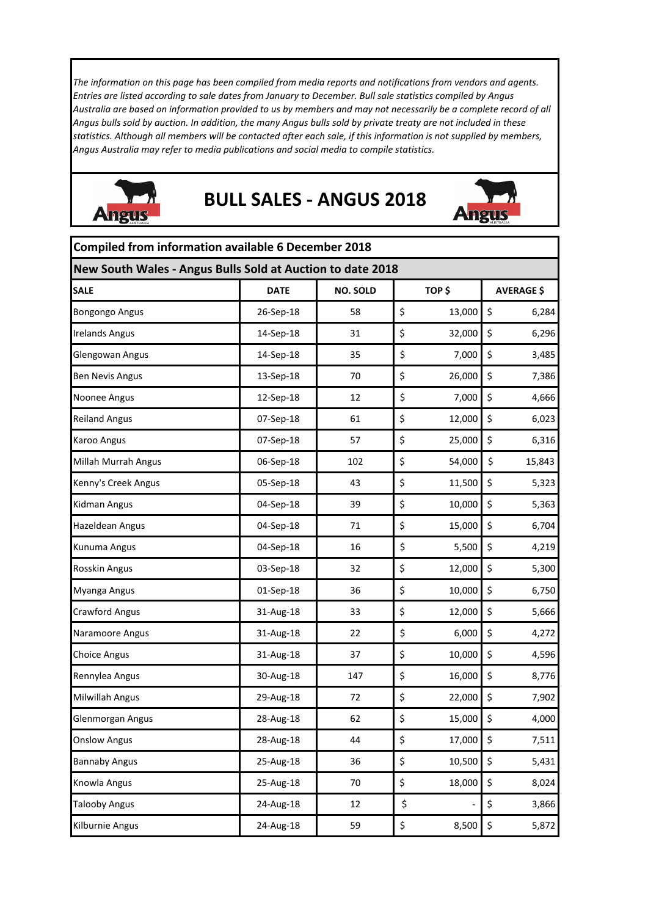*The information on this page has been compiled from media reports and notifications from vendors and agents. Entries are listed according to sale dates from January to December. Bull sale statistics compiled by Angus Australia are based on information provided to us by members and may not necessarily be a complete record of all Angus bulls sold by auction. In addition, the many Angus bulls sold by private treaty are not included in these statistics. Although all members will be contacted after each sale, if this information is not supplied by members, Angus Australia may refer to media publications and social media to compile statistics.*

# BULL SALES - ANGUS 2018

## Compiled from information available 6 December 2018

### New South Wales - Angus Bulls Sold at Auction to date 2018

| SALE | DATE | NO. SOLD | TOP $ | AVERAGE $ |
|---|---|---|---|---|
| Bongongo Angus | 26-Sep-18 | 58 | $ 13,000 | $ 6,284 |
| Irelands Angus | 14-Sep-18 | 31 | $ 32,000 | $ 6,296 |
| Glengowan Angus | 14-Sep-18 | 35 | $ 7,000 | $ 3,485 |
| Ben Nevis Angus | 13-Sep-18 | 70 | $ 26,000 | $ 7,386 |
| Noonee Angus | 12-Sep-18 | 12 | $ 7,000 | $ 4,666 |
| Reiland Angus | 07-Sep-18 | 61 | $ 12,000 | $ 6,023 |
| Karoo Angus | 07-Sep-18 | 57 | $ 25,000 | $ 6,316 |
| Millah Murrah Angus | 06-Sep-18 | 102 | $ 54,000 | $ 15,843 |
| Kenny's Creek Angus | 05-Sep-18 | 43 | $ 11,500 | $ 5,323 |
| Kidman Angus | 04-Sep-18 | 39 | $ 10,000 | $ 5,363 |
| Hazeldean Angus | 04-Sep-18 | 71 | $ 15,000 | $ 6,704 |
| Kunuma Angus | 04-Sep-18 | 16 | $ 5,500 | $ 4,219 |
| Rosskin Angus | 03-Sep-18 | 32 | $ 12,000 | $ 5,300 |
| Myanga Angus | 01-Sep-18 | 36 | $ 10,000 | $ 6,750 |
| Crawford Angus | 31-Aug-18 | 33 | $ 12,000 | $ 5,666 |
| Naramoore Angus | 31-Aug-18 | 22 | $ 6,000 | $ 4,272 |
| Choice Angus | 31-Aug-18 | 37 | $ 10,000 | $ 4,596 |
| Rennylea Angus | 30-Aug-18 | 147 | $ 16,000 | $ 8,776 |
| Milwillah Angus | 29-Aug-18 | 72 | $ 22,000 | $ 7,902 |
| Glenmorgan Angus | 28-Aug-18 | 62 | $ 15,000 | $ 4,000 |
| Onslow Angus | 28-Aug-18 | 44 | $ 17,000 | $ 7,511 |
| Bannaby Angus | 25-Aug-18 | 36 | $ 10,500 | $ 5,431 |
| Knowla Angus | 25-Aug-18 | 70 | $ 18,000 | $ 8,024 |
| Talooby Angus | 24-Aug-18 | 12 | $ - | $ 3,866 |
| Kilburnie Angus | 24-Aug-18 | 59 | $ 8,500 | $ 5,872 |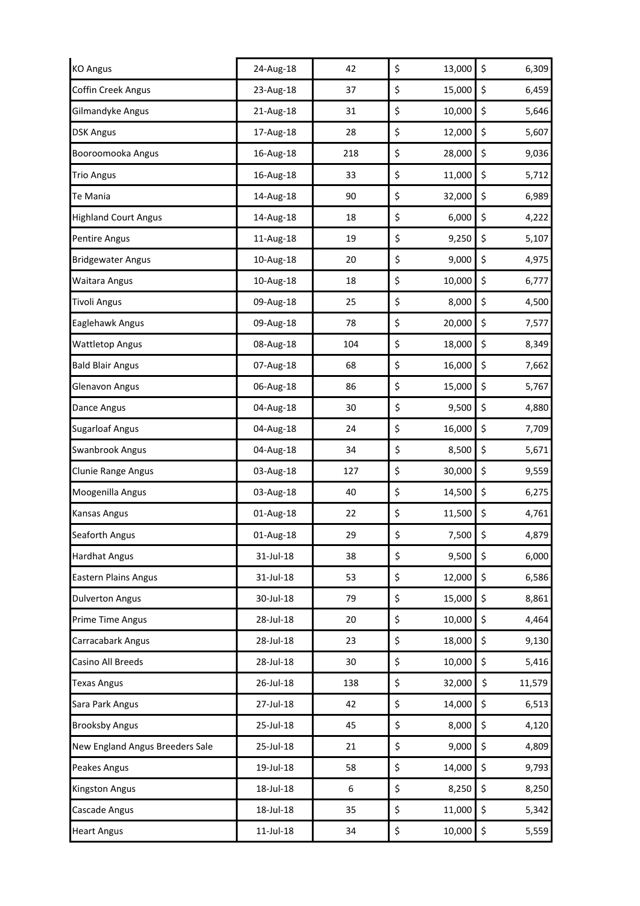| KO Angus | 24-Aug-18 | 42 | $ 13,000 | $ 6,309 |
|---|---|---|---|---|
| Coffin Creek Angus | 23-Aug-18 | 37 | $ 15,000 | $ 6,459 |
| Gilmandyke Angus | 21-Aug-18 | 31 | $ 10,000 | $ 5,646 |
| DSK Angus | 17-Aug-18 | 28 | $ 12,000 | $ 5,607 |
| Booroomooka Angus | 16-Aug-18 | 218 | $ 28,000 | $ 9,036 |
| Trio Angus | 16-Aug-18 | 33 | $ 11,000 | $ 5,712 |
| Te Mania | 14-Aug-18 | 90 | $ 32,000 | $ 6,989 |
| Highland Court Angus | 14-Aug-18 | 18 | $ 6,000 | $ 4,222 |
| Pentire Angus | 11-Aug-18 | 19 | $ 9,250 | $ 5,107 |
| Bridgewater Angus | 10-Aug-18 | 20 | $ 9,000 | $ 4,975 |
| Waitara Angus | 10-Aug-18 | 18 | $ 10,000 | $ 6,777 |
| Tivoli Angus | 09-Aug-18 | 25 | $ 8,000 | $ 4,500 |
| Eaglehawk Angus | 09-Aug-18 | 78 | $ 20,000 | $ 7,577 |
| Wattletop Angus | 08-Aug-18 | 104 | $ 18,000 | $ 8,349 |
| Bald Blair Angus | 07-Aug-18 | 68 | $ 16,000 | $ 7,662 |
| Glenavon Angus | 06-Aug-18 | 86 | $ 15,000 | $ 5,767 |
| Dance Angus | 04-Aug-18 | 30 | $ 9,500 | $ 4,880 |
| Sugarloaf Angus | 04-Aug-18 | 24 | $ 16,000 | $ 7,709 |
| Swanbrook Angus | 04-Aug-18 | 34 | $ 8,500 | $ 5,671 |
| Clunie Range Angus | 03-Aug-18 | 127 | $ 30,000 | $ 9,559 |
| Moogenilla Angus | 03-Aug-18 | 40 | $ 14,500 | $ 6,275 |
| Kansas Angus | 01-Aug-18 | 22 | $ 11,500 | $ 4,761 |
| Seaforth Angus | 01-Aug-18 | 29 | $ 7,500 | $ 4,879 |
| Hardhat Angus | 31-Jul-18 | 38 | $ 9,500 | $ 6,000 |
| Eastern Plains Angus | 31-Jul-18 | 53 | $ 12,000 | $ 6,586 |
| Dulverton Angus | 30-Jul-18 | 79 | $ 15,000 | $ 8,861 |
| Prime Time Angus | 28-Jul-18 | 20 | $ 10,000 | $ 4,464 |
| Carracabark Angus | 28-Jul-18 | 23 | $ 18,000 | $ 9,130 |
| Casino All Breeds | 28-Jul-18 | 30 | $ 10,000 | $ 5,416 |
| Texas Angus | 26-Jul-18 | 138 | $ 32,000 | $ 11,579 |
| Sara Park Angus | 27-Jul-18 | 42 | $ 14,000 | $ 6,513 |
| Brooksby Angus | 25-Jul-18 | 45 | $ 8,000 | $ 4,120 |
| New England Angus Breeders Sale | 25-Jul-18 | 21 | $ 9,000 | $ 4,809 |
| Peakes Angus | 19-Jul-18 | 58 | $ 14,000 | $ 9,793 |
| Kingston Angus | 18-Jul-18 | 6 | $ 8,250 | $ 8,250 |
| Cascade Angus | 18-Jul-18 | 35 | $ 11,000 | $ 5,342 |
| Heart Angus | 11-Jul-18 | 34 | $ 10,000 | $ 5,559 |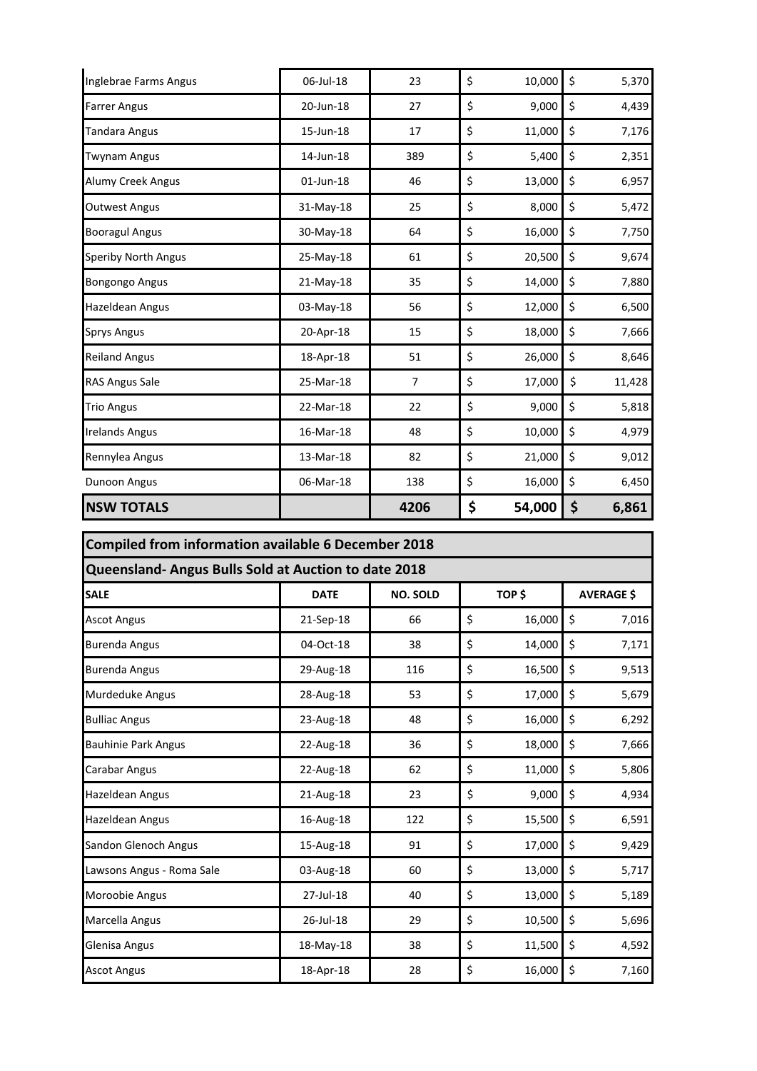| | | | | |
|---|---|---|---|---|
| Inglebrae Farms Angus | 06-Jul-18 | 23 | $ 10,000 | $ 5,370 |
| Farrer Angus | 20-Jun-18 | 27 | $ 9,000 | $ 4,439 |
| Tandara Angus | 15-Jun-18 | 17 | $ 11,000 | $ 7,176 |
| Twynam Angus | 14-Jun-18 | 389 | $ 5,400 | $ 2,351 |
| Alumy Creek Angus | 01-Jun-18 | 46 | $ 13,000 | $ 6,957 |
| Outwest Angus | 31-May-18 | 25 | $ 8,000 | $ 5,472 |
| Booragul Angus | 30-May-18 | 64 | $ 16,000 | $ 7,750 |
| Speriby North Angus | 25-May-18 | 61 | $ 20,500 | $ 9,674 |
| Bongongo Angus | 21-May-18 | 35 | $ 14,000 | $ 7,880 |
| Hazeldean Angus | 03-May-18 | 56 | $ 12,000 | $ 6,500 |
| Sprys Angus | 20-Apr-18 | 15 | $ 18,000 | $ 7,666 |
| Reiland Angus | 18-Apr-18 | 51 | $ 26,000 | $ 8,646 |
| RAS Angus Sale | 25-Mar-18 | 7 | $ 17,000 | $ 11,428 |
| Trio Angus | 22-Mar-18 | 22 | $ 9,000 | $ 5,818 |
| Irelands Angus | 16-Mar-18 | 48 | $ 10,000 | $ 4,979 |
| Rennylea Angus | 13-Mar-18 | 82 | $ 21,000 | $ 9,012 |
| Dunoon Angus | 06-Mar-18 | 138 | $ 16,000 | $ 6,450 |
| **NSW TOTALS** | | **4206** | **$ 54,000** | **$ 6,861** |

**Compiled from information available 6 December 2018**

**Queensland- Angus Bulls Sold at Auction to date 2018**

| SALE | DATE | NO. SOLD | TOP $ | AVERAGE $ |
|---|---|---|---|---|
| Ascot Angus | 21-Sep-18 | 66 | $ 16,000 | $ 7,016 |
| Burenda Angus | 04-Oct-18 | 38 | $ 14,000 | $ 7,171 |
| Burenda Angus | 29-Aug-18 | 116 | $ 16,500 | $ 9,513 |
| Murdeduke Angus | 28-Aug-18 | 53 | $ 17,000 | $ 5,679 |
| Bulliac Angus | 23-Aug-18 | 48 | $ 16,000 | $ 6,292 |
| Bauhinie Park Angus | 22-Aug-18 | 36 | $ 18,000 | $ 7,666 |
| Carabar Angus | 22-Aug-18 | 62 | $ 11,000 | $ 5,806 |
| Hazeldean Angus | 21-Aug-18 | 23 | $ 9,000 | $ 4,934 |
| Hazeldean Angus | 16-Aug-18 | 122 | $ 15,500 | $ 6,591 |
| Sandon Glenoch Angus | 15-Aug-18 | 91 | $ 17,000 | $ 9,429 |
| Lawsons Angus - Roma Sale | 03-Aug-18 | 60 | $ 13,000 | $ 5,717 |
| Moroobie Angus | 27-Jul-18 | 40 | $ 13,000 | $ 5,189 |
| Marcella Angus | 26-Jul-18 | 29 | $ 10,500 | $ 5,696 |
| Glenisa Angus | 18-May-18 | 38 | $ 11,500 | $ 4,592 |
| Ascot Angus | 18-Apr-18 | 28 | $ 16,000 | $ 7,160 |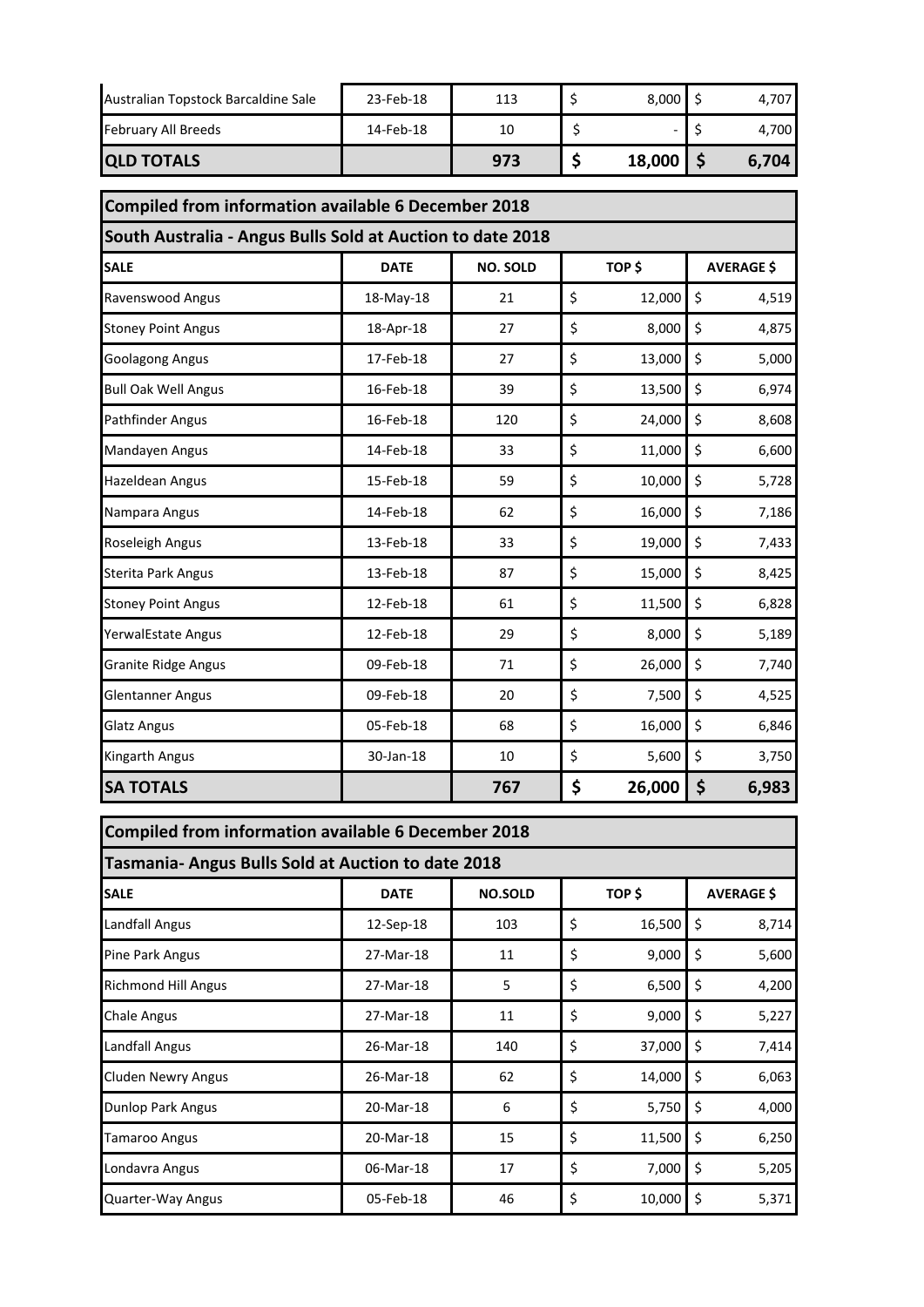| | | | | |
|---|---|---|---|---|
| Australian Topstock Barcaldine Sale | 23-Feb-18 | 113 | $ 8,000 | $ 4,707 |
| February All Breeds | 14-Feb-18 | 10 | $ - | $ 4,700 |
| **QLD TOTALS** | | **973** | **$ 18,000** | **$ 6,704** |

**Compiled from information available 6 December 2018**

**South Australia - Angus Bulls Sold at Auction to date 2018**

| SALE | DATE | NO. SOLD | TOP $ | AVERAGE $ |
|---|---|---|---|---|
| Ravenswood Angus | 18-May-18 | 21 | $ 12,000 | $ 4,519 |
| Stoney Point Angus | 18-Apr-18 | 27 | $ 8,000 | $ 4,875 |
| Goolagong Angus | 17-Feb-18 | 27 | $ 13,000 | $ 5,000 |
| Bull Oak Well Angus | 16-Feb-18 | 39 | $ 13,500 | $ 6,974 |
| Pathfinder Angus | 16-Feb-18 | 120 | $ 24,000 | $ 8,608 |
| Mandayen Angus | 14-Feb-18 | 33 | $ 11,000 | $ 6,600 |
| Hazeldean Angus | 15-Feb-18 | 59 | $ 10,000 | $ 5,728 |
| Nampara Angus | 14-Feb-18 | 62 | $ 16,000 | $ 7,186 |
| Roseleigh Angus | 13-Feb-18 | 33 | $ 19,000 | $ 7,433 |
| Sterita Park Angus | 13-Feb-18 | 87 | $ 15,000 | $ 8,425 |
| Stoney Point Angus | 12-Feb-18 | 61 | $ 11,500 | $ 6,828 |
| YerwalEstate Angus | 12-Feb-18 | 29 | $ 8,000 | $ 5,189 |
| Granite Ridge Angus | 09-Feb-18 | 71 | $ 26,000 | $ 7,740 |
| Glentanner Angus | 09-Feb-18 | 20 | $ 7,500 | $ 4,525 |
| Glatz Angus | 05-Feb-18 | 68 | $ 16,000 | $ 6,846 |
| Kingarth Angus | 30-Jan-18 | 10 | $ 5,600 | $ 3,750 |
| **SA TOTALS** | | **767** | **$ 26,000** | **$ 6,983** |

**Compiled from information available 6 December 2018**

**Tasmania- Angus Bulls Sold at Auction to date 2018**

| SALE | DATE | NO.SOLD | TOP $ | AVERAGE $ |
|---|---|---|---|---|
| Landfall Angus | 12-Sep-18 | 103 | $ 16,500 | $ 8,714 |
| Pine Park Angus | 27-Mar-18 | 11 | $ 9,000 | $ 5,600 |
| Richmond Hill Angus | 27-Mar-18 | 5 | $ 6,500 | $ 4,200 |
| Chale Angus | 27-Mar-18 | 11 | $ 9,000 | $ 5,227 |
| Landfall Angus | 26-Mar-18 | 140 | $ 37,000 | $ 7,414 |
| Cluden Newry Angus | 26-Mar-18 | 62 | $ 14,000 | $ 6,063 |
| Dunlop Park Angus | 20-Mar-18 | 6 | $ 5,750 | $ 4,000 |
| Tamaroo Angus | 20-Mar-18 | 15 | $ 11,500 | $ 6,250 |
| Londavra Angus | 06-Mar-18 | 17 | $ 7,000 | $ 5,205 |
| Quarter-Way Angus | 05-Feb-18 | 46 | $ 10,000 | $ 5,371 |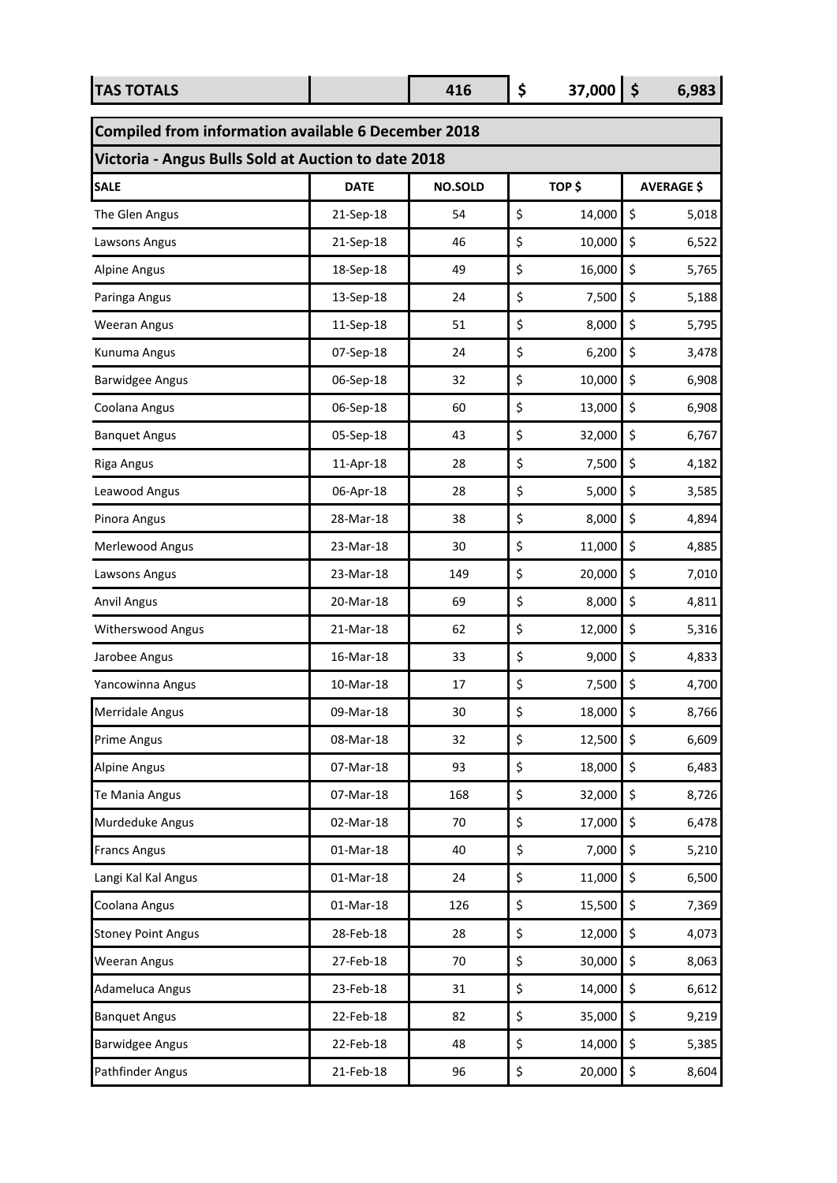| TAS TOTALS | | 416 | $ 37,000 | $ 6,983 |
|---|---|---|---|---|

**Compiled from information available 6 December 2018**

**Victoria - Angus Bulls Sold at Auction to date 2018**

| SALE | DATE | NO.SOLD | TOP $ | AVERAGE $ |
|---|---|---|---|---|
| The Glen Angus | 21-Sep-18 | 54 | $ 14,000 | $ 5,018 |
| Lawsons Angus | 21-Sep-18 | 46 | $ 10,000 | $ 6,522 |
| Alpine Angus | 18-Sep-18 | 49 | $ 16,000 | $ 5,765 |
| Paringa Angus | 13-Sep-18 | 24 | $ 7,500 | $ 5,188 |
| Weeran Angus | 11-Sep-18 | 51 | $ 8,000 | $ 5,795 |
| Kunuma Angus | 07-Sep-18 | 24 | $ 6,200 | $ 3,478 |
| Barwidgee Angus | 06-Sep-18 | 32 | $ 10,000 | $ 6,908 |
| Coolana Angus | 06-Sep-18 | 60 | $ 13,000 | $ 6,908 |
| Banquet Angus | 05-Sep-18 | 43 | $ 32,000 | $ 6,767 |
| Riga Angus | 11-Apr-18 | 28 | $ 7,500 | $ 4,182 |
| Leawood Angus | 06-Apr-18 | 28 | $ 5,000 | $ 3,585 |
| Pinora Angus | 28-Mar-18 | 38 | $ 8,000 | $ 4,894 |
| Merlewood Angus | 23-Mar-18 | 30 | $ 11,000 | $ 4,885 |
| Lawsons Angus | 23-Mar-18 | 149 | $ 20,000 | $ 7,010 |
| Anvil Angus | 20-Mar-18 | 69 | $ 8,000 | $ 4,811 |
| Witherswood Angus | 21-Mar-18 | 62 | $ 12,000 | $ 5,316 |
| Jarobee Angus | 16-Mar-18 | 33 | $ 9,000 | $ 4,833 |
| Yancowinna Angus | 10-Mar-18 | 17 | $ 7,500 | $ 4,700 |
| Merridale Angus | 09-Mar-18 | 30 | $ 18,000 | $ 8,766 |
| Prime Angus | 08-Mar-18 | 32 | $ 12,500 | $ 6,609 |
| Alpine Angus | 07-Mar-18 | 93 | $ 18,000 | $ 6,483 |
| Te Mania Angus | 07-Mar-18 | 168 | $ 32,000 | $ 8,726 |
| Murdeduke Angus | 02-Mar-18 | 70 | $ 17,000 | $ 6,478 |
| Francs Angus | 01-Mar-18 | 40 | $ 7,000 | $ 5,210 |
| Langi Kal Kal Angus | 01-Mar-18 | 24 | $ 11,000 | $ 6,500 |
| Coolana Angus | 01-Mar-18 | 126 | $ 15,500 | $ 7,369 |
| Stoney Point Angus | 28-Feb-18 | 28 | $ 12,000 | $ 4,073 |
| Weeran Angus | 27-Feb-18 | 70 | $ 30,000 | $ 8,063 |
| Adameluca Angus | 23-Feb-18 | 31 | $ 14,000 | $ 6,612 |
| Banquet Angus | 22-Feb-18 | 82 | $ 35,000 | $ 9,219 |
| Barwidgee Angus | 22-Feb-18 | 48 | $ 14,000 | $ 5,385 |
| Pathfinder Angus | 21-Feb-18 | 96 | $ 20,000 | $ 8,604 |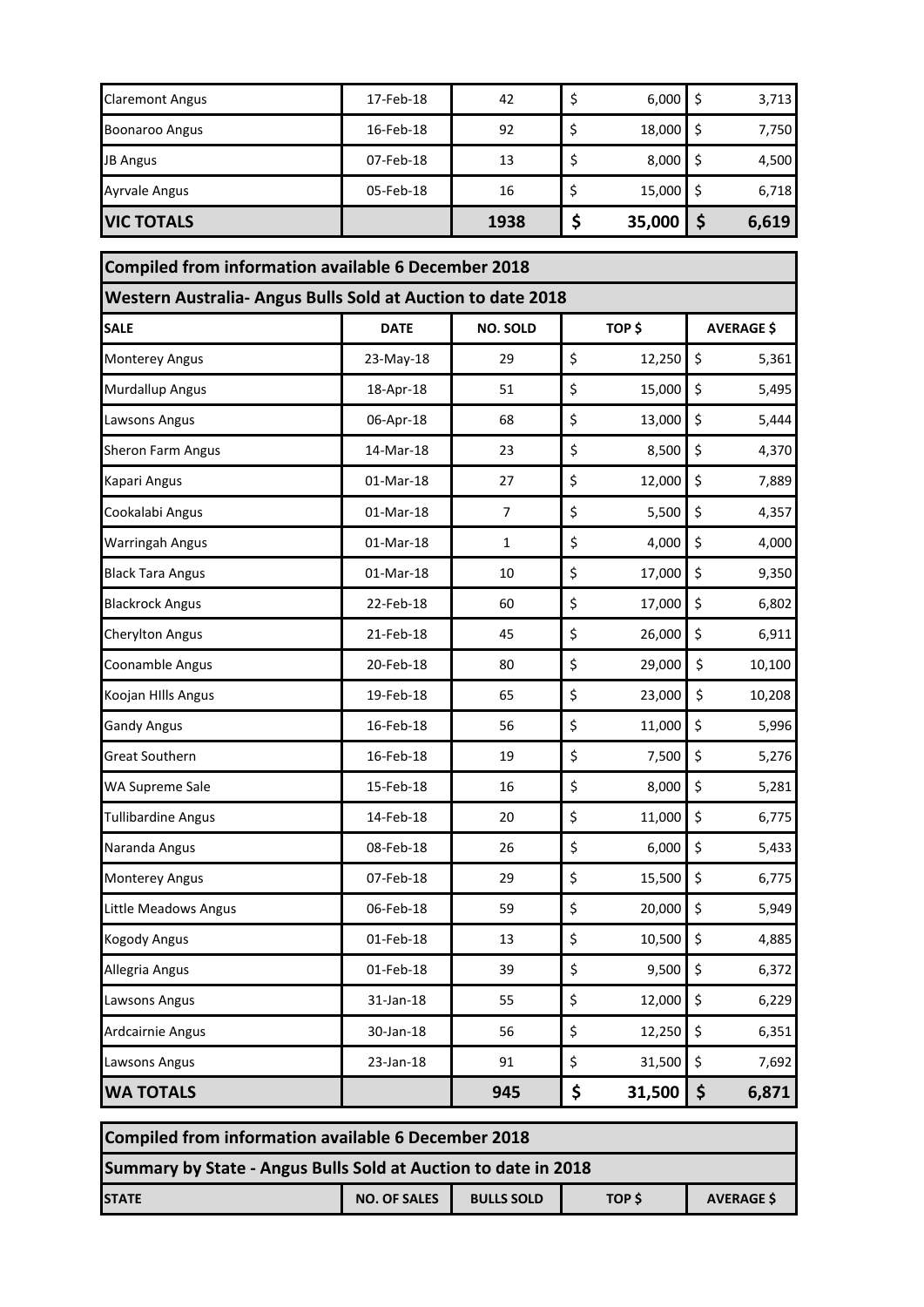| | | | | |
|---|---|---|---|---|
| Claremont Angus | 17-Feb-18 | 42 | $ 6,000 | $ 3,713 |
| Boonaroo Angus | 16-Feb-18 | 92 | $ 18,000 | $ 7,750 |
| JB Angus | 07-Feb-18 | 13 | $ 8,000 | $ 4,500 |
| Ayrvale Angus | 05-Feb-18 | 16 | $ 15,000 | $ 6,718 |
| **VIC TOTALS** | | **1938** | **$ 35,000** | **$ 6,619** |

**Compiled from information available 6 December 2018**

**Western Australia- Angus Bulls Sold at Auction to date 2018**

| SALE | DATE | NO. SOLD | TOP $ | AVERAGE $ |
|---|---|---|---|---|
| Monterey Angus | 23-May-18 | 29 | $ 12,250 | $ 5,361 |
| Murdallup Angus | 18-Apr-18 | 51 | $ 15,000 | $ 5,495 |
| Lawsons Angus | 06-Apr-18 | 68 | $ 13,000 | $ 5,444 |
| Sheron Farm Angus | 14-Mar-18 | 23 | $ 8,500 | $ 4,370 |
| Kapari Angus | 01-Mar-18 | 27 | $ 12,000 | $ 7,889 |
| Cookalabi Angus | 01-Mar-18 | 7 | $ 5,500 | $ 4,357 |
| Warringah Angus | 01-Mar-18 | 1 | $ 4,000 | $ 4,000 |
| Black Tara Angus | 01-Mar-18 | 10 | $ 17,000 | $ 9,350 |
| Blackrock Angus | 22-Feb-18 | 60 | $ 17,000 | $ 6,802 |
| Cherylton Angus | 21-Feb-18 | 45 | $ 26,000 | $ 6,911 |
| Coonamble Angus | 20-Feb-18 | 80 | $ 29,000 | $ 10,100 |
| Koojan HIlls Angus | 19-Feb-18 | 65 | $ 23,000 | $ 10,208 |
| Gandy Angus | 16-Feb-18 | 56 | $ 11,000 | $ 5,996 |
| Great Southern | 16-Feb-18 | 19 | $ 7,500 | $ 5,276 |
| WA Supreme Sale | 15-Feb-18 | 16 | $ 8,000 | $ 5,281 |
| Tullibardine Angus | 14-Feb-18 | 20 | $ 11,000 | $ 6,775 |
| Naranda Angus | 08-Feb-18 | 26 | $ 6,000 | $ 5,433 |
| Monterey Angus | 07-Feb-18 | 29 | $ 15,500 | $ 6,775 |
| Little Meadows Angus | 06-Feb-18 | 59 | $ 20,000 | $ 5,949 |
| Kogody Angus | 01-Feb-18 | 13 | $ 10,500 | $ 4,885 |
| Allegria Angus | 01-Feb-18 | 39 | $ 9,500 | $ 6,372 |
| Lawsons Angus | 31-Jan-18 | 55 | $ 12,000 | $ 6,229 |
| Ardcairnie Angus | 30-Jan-18 | 56 | $ 12,250 | $ 6,351 |
| Lawsons Angus | 23-Jan-18 | 91 | $ 31,500 | $ 7,692 |
| **WA TOTALS** | | **945** | **$ 31,500** | **$ 6,871** |

**Compiled from information available 6 December 2018**

**Summary by State - Angus Bulls Sold at Auction to date in 2018**

| STATE | NO. OF SALES | BULLS SOLD | TOP $ | AVERAGE $ |
|---|---|---|---|---|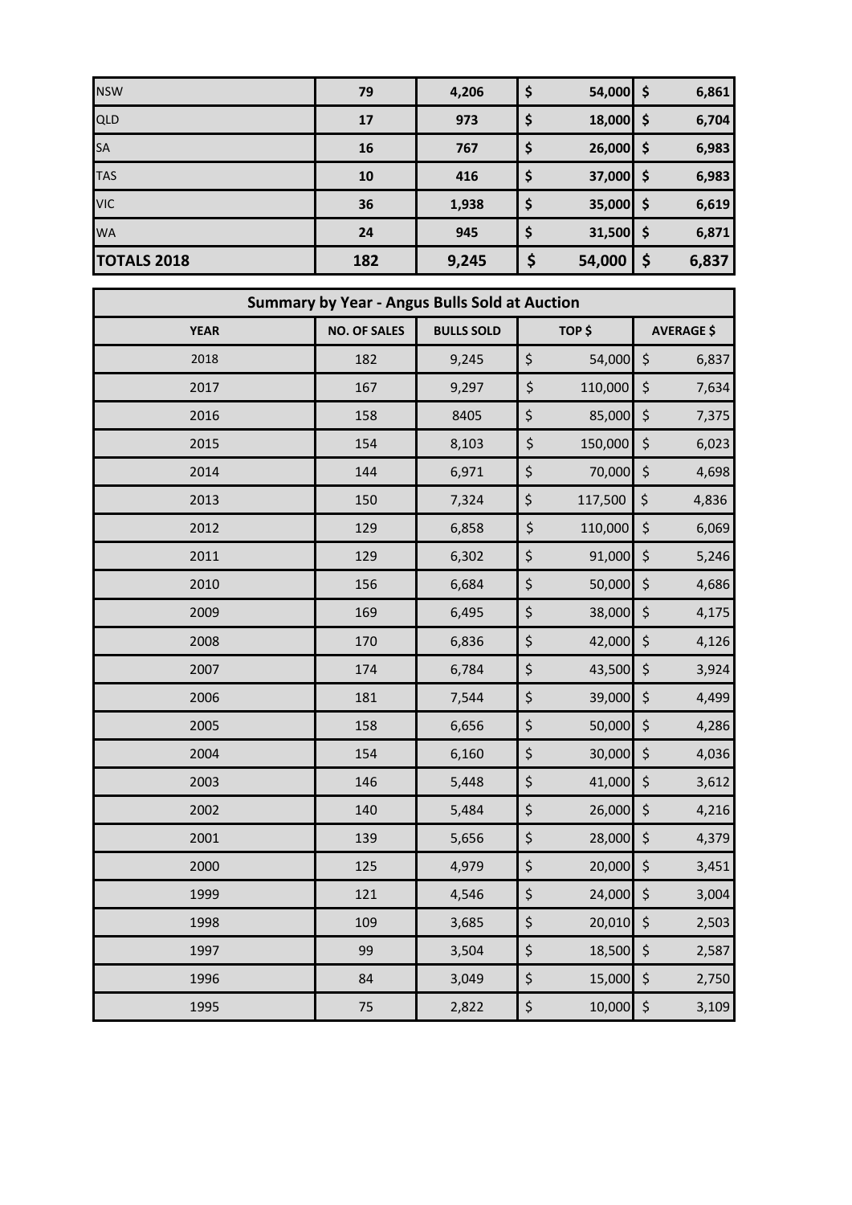| | | | | |
|---|---|---|---|---|
| NSW | **79** | **4,206** | **$ 54,000** | **$ 6,861** |
| QLD | **17** | **973** | **$ 18,000** | **$ 6,704** |
| SA | **16** | **767** | **$ 26,000** | **$ 6,983** |
| TAS | **10** | **416** | **$ 37,000** | **$ 6,983** |
| VIC | **36** | **1,938** | **$ 35,000** | **$ 6,619** |
| WA | **24** | **945** | **$ 31,500** | **$ 6,871** |
| **TOTALS 2018** | **182** | **9,245** | **$ 54,000** | **$ 6,837** |

**Summary by Year - Angus Bulls Sold at Auction**

| YEAR | NO. OF SALES | BULLS SOLD | TOP $ | AVERAGE $ |
|---|---|---|---|---|
| 2018 | 182 | 9,245 | $ 54,000 | $ 6,837 |
| 2017 | 167 | 9,297 | $ 110,000 | $ 7,634 |
| 2016 | 158 | 8405 | $ 85,000 | $ 7,375 |
| 2015 | 154 | 8,103 | $ 150,000 | $ 6,023 |
| 2014 | 144 | 6,971 | $ 70,000 | $ 4,698 |
| 2013 | 150 | 7,324 | $ 117,500 | $ 4,836 |
| 2012 | 129 | 6,858 | $ 110,000 | $ 6,069 |
| 2011 | 129 | 6,302 | $ 91,000 | $ 5,246 |
| 2010 | 156 | 6,684 | $ 50,000 | $ 4,686 |
| 2009 | 169 | 6,495 | $ 38,000 | $ 4,175 |
| 2008 | 170 | 6,836 | $ 42,000 | $ 4,126 |
| 2007 | 174 | 6,784 | $ 43,500 | $ 3,924 |
| 2006 | 181 | 7,544 | $ 39,000 | $ 4,499 |
| 2005 | 158 | 6,656 | $ 50,000 | $ 4,286 |
| 2004 | 154 | 6,160 | $ 30,000 | $ 4,036 |
| 2003 | 146 | 5,448 | $ 41,000 | $ 3,612 |
| 2002 | 140 | 5,484 | $ 26,000 | $ 4,216 |
| 2001 | 139 | 5,656 | $ 28,000 | $ 4,379 |
| 2000 | 125 | 4,979 | $ 20,000 | $ 3,451 |
| 1999 | 121 | 4,546 | $ 24,000 | $ 3,004 |
| 1998 | 109 | 3,685 | $ 20,010 | $ 2,503 |
| 1997 | 99 | 3,504 | $ 18,500 | $ 2,587 |
| 1996 | 84 | 3,049 | $ 15,000 | $ 2,750 |
| 1995 | 75 | 2,822 | $ 10,000 | $ 3,109 |